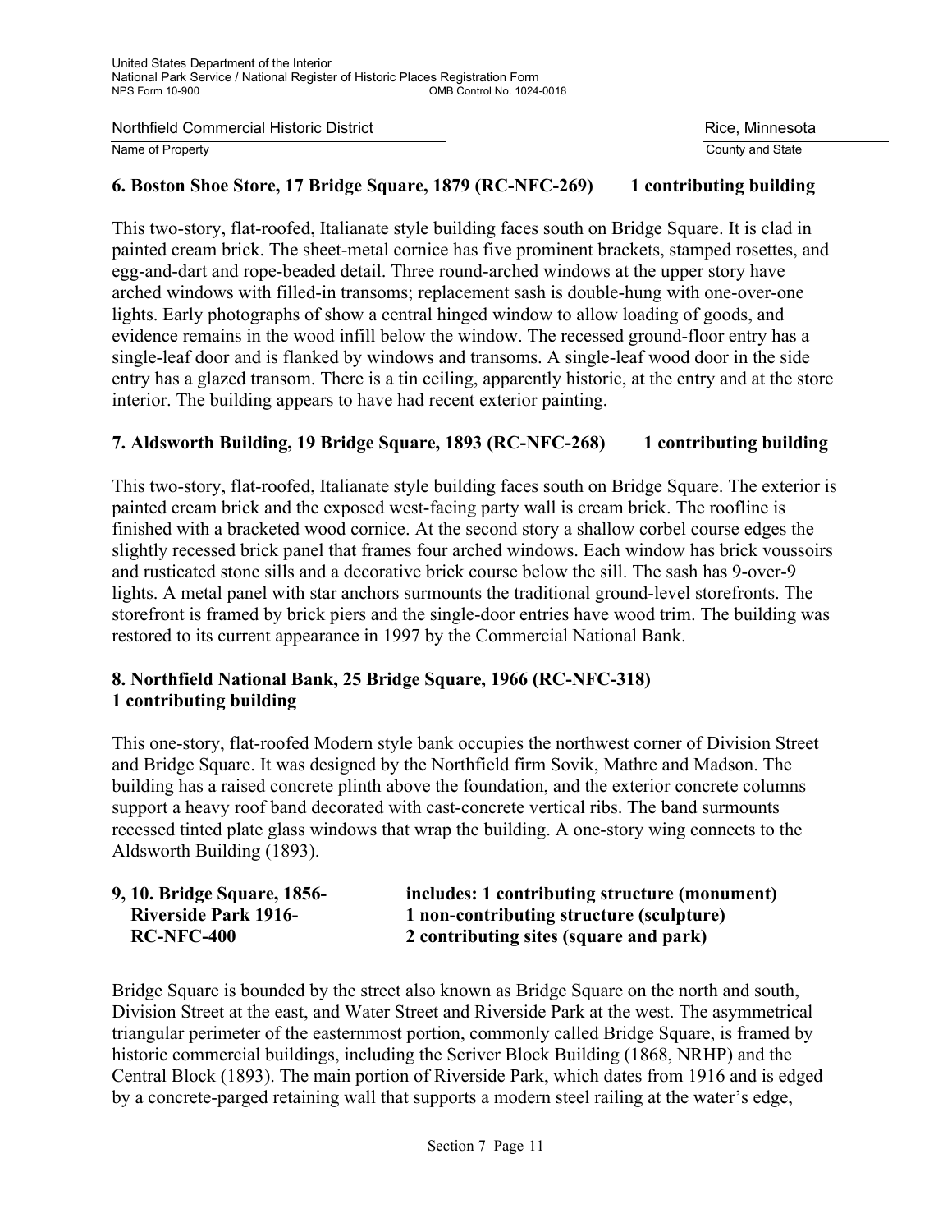**6. Boston Shoe Store, 17 Bridge Square, 1879 (RC-NFC-269) 1 contributing building**

This two-story, flat-roofed, Italianate style building faces south on Bridge Square. It is clad in painted cream brick. The sheet-metal cornice has five prominent brackets, stamped rosettes, and egg-and-dart and rope-beaded detail. Three round-arched windows at the upper story have arched windows with filled-in transoms; replacement sash is double-hung with one-over-one lights. Early photographs of show a central hinged window to allow loading of goods, and evidence remains in the wood infill below the window. The recessed ground-floor entry has a single-leaf door and is flanked by windows and transoms. A single-leaf wood door in the side entry has a glazed transom. There is a tin ceiling, apparently historic, at the entry and at the store interior. The building appears to have had recent exterior painting.

**7. Aldsworth Building, 19 Bridge Square, 1893 (RC-NFC-268) 1 contributing building**

This two-story, flat-roofed, Italianate style building faces south on Bridge Square. The exterior is painted cream brick and the exposed west-facing party wall is cream brick. The roofline is finished with a bracketed wood cornice. At the second story a shallow corbel course edges the slightly recessed brick panel that frames four arched windows. Each window has brick voussoirs and rusticated stone sills and a decorative brick course below the sill. The sash has 9-over-9 lights. A metal panel with star anchors surmounts the traditional ground-level storefronts. The storefront is framed by brick piers and the single-door entries have wood trim. The building was restored to its current appearance in 1997 by the Commercial National Bank.

**8. Northfield National Bank, 25 Bridge Square, 1966 (RC-NFC-318)**
**1 contributing building**

This one-story, flat-roofed Modern style bank occupies the northwest corner of Division Street and Bridge Square. It was designed by the Northfield firm Sovik, Mathre and Madson. The building has a raised concrete plinth above the foundation, and the exterior concrete columns support a heavy roof band decorated with cast-concrete vertical ribs. The band surmounts recessed tinted plate glass windows that wrap the building. A one-story wing connects to the Aldsworth Building (1893).

**9, 10. Bridge Square, 1856-**
**Riverside Park 1916-**
**RC-NFC-400**

**includes: 1 contributing structure (monument)**
**1 non-contributing structure (sculpture)**
**2 contributing sites (square and park)**

Bridge Square is bounded by the street also known as Bridge Square on the north and south, Division Street at the east, and Water Street and Riverside Park at the west. The asymmetrical triangular perimeter of the easternmost portion, commonly called Bridge Square, is framed by historic commercial buildings, including the Scriver Block Building (1868, NRHP) and the Central Block (1893). The main portion of Riverside Park, which dates from 1916 and is edged by a concrete-parged retaining wall that supports a modern steel railing at the water's edge,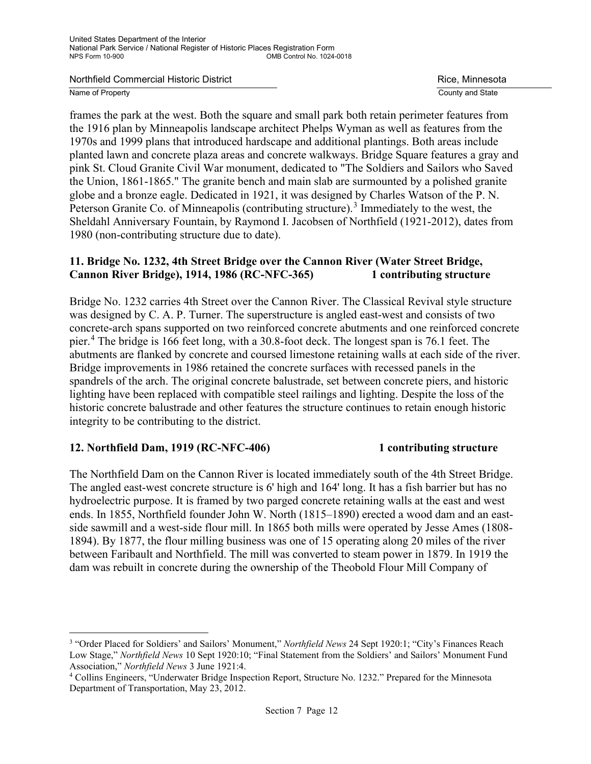frames the park at the west. Both the square and small park both retain perimeter features from the 1916 plan by Minneapolis landscape architect Phelps Wyman as well as features from the 1970s and 1999 plans that introduced hardscape and additional plantings. Both areas include planted lawn and concrete plaza areas and concrete walkways. Bridge Square features a gray and pink St. Cloud Granite Civil War monument, dedicated to "The Soldiers and Sailors who Saved the Union, 1861-1865." The granite bench and main slab are surmounted by a polished granite globe and a bronze eagle. Dedicated in 1921, it was designed by Charles Watson of the P. N. Peterson Granite Co. of Minneapolis (contributing structure).[3] Immediately to the west, the Sheldahl Anniversary Fountain, by Raymond I. Jacobsen of Northfield (1921-2012), dates from 1980 (non-contributing structure due to date).

**11. Bridge No. 1232, 4th Street Bridge over the Cannon River (Water Street Bridge, Cannon River Bridge), 1914, 1986 (RC-NFC-365) 1 contributing structure**

Bridge No. 1232 carries 4th Street over the Cannon River. The Classical Revival style structure was designed by C. A. P. Turner. The superstructure is angled east-west and consists of two concrete-arch spans supported on two reinforced concrete abutments and one reinforced concrete pier.[4] The bridge is 166 feet long, with a 30.8-foot deck. The longest span is 76.1 feet. The abutments are flanked by concrete and coursed limestone retaining walls at each side of the river. Bridge improvements in 1986 retained the concrete surfaces with recessed panels in the spandrels of the arch. The original concrete balustrade, set between concrete piers, and historic lighting have been replaced with compatible steel railings and lighting. Despite the loss of the historic concrete balustrade and other features the structure continues to retain enough historic integrity to be contributing to the district.

**12. Northfield Dam, 1919 (RC-NFC-406) 1 contributing structure**

The Northfield Dam on the Cannon River is located immediately south of the 4th Street Bridge. The angled east-west concrete structure is 6' high and 164' long. It has a fish barrier but has no hydroelectric purpose. It is framed by two parged concrete retaining walls at the east and west ends. In 1855, Northfield founder John W. North (1815–1890) erected a wood dam and an east-side sawmill and a west-side flour mill. In 1865 both mills were operated by Jesse Ames (1808-1894). By 1877, the flour milling business was one of 15 operating along 20 miles of the river between Faribault and Northfield. The mill was converted to steam power in 1879. In 1919 the dam was rebuilt in concrete during the ownership of the Theobold Flour Mill Company of

---

[3] "Order Placed for Soldiers' and Sailors' Monument," *Northfield News* 24 Sept 1920:1; "City's Finances Reach Low Stage," *Northfield News* 10 Sept 1920:10; "Final Statement from the Soldiers' and Sailors' Monument Fund Association," *Northfield News* 3 June 1921:4.

[4] Collins Engineers, "Underwater Bridge Inspection Report, Structure No. 1232." Prepared for the Minnesota Department of Transportation, May 23, 2012.